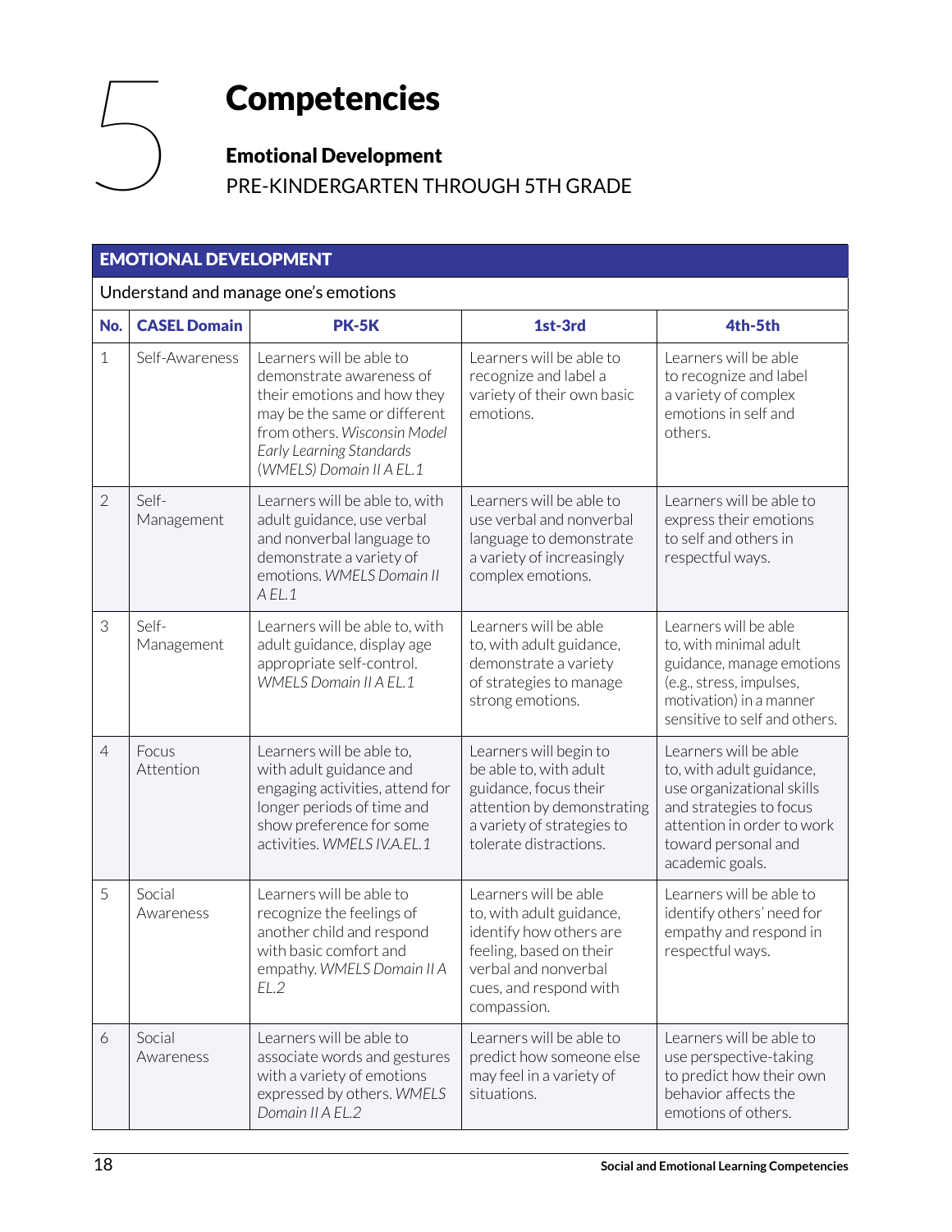# 5 Competencies

## Emotional Development

PRE-KINDERGARTEN THROUGH 5TH GRADE

| EMOTIONAL DEVELOPMENT | | | | |
|---|---|---|---|---|
| Understand and manage one's emotions | | | | |
| **No.** | **CASEL Domain** | **PK-5K** | **1st-3rd** | **4th-5th** |
| 1 | Self-Awareness | Learners will be able to demonstrate awareness of their emotions and how they may be the same or different from others. *Wisconsin Model Early Learning Standards (WMELS) Domain II A EL.1* | Learners will be able to recognize and label a variety of their own basic emotions. | Learners will be able to recognize and label a variety of complex emotions in self and others. |
| 2 | Self-Management | Learners will be able to, with adult guidance, use verbal and nonverbal language to demonstrate a variety of emotions. *WMELS Domain II A EL.1* | Learners will be able to use verbal and nonverbal language to demonstrate a variety of increasingly complex emotions. | Learners will be able to express their emotions to self and others in respectful ways. |
| 3 | Self-Management | Learners will be able to, with adult guidance, display age appropriate self-control. *WMELS Domain II A EL.1* | Learners will be able to, with adult guidance, demonstrate a variety of strategies to manage strong emotions. | Learners will be able to, with minimal adult guidance, manage emotions (e.g., stress, impulses, motivation) in a manner sensitive to self and others. |
| 4 | Focus Attention | Learners will be able to, with adult guidance and engaging activities, attend for longer periods of time and show preference for some activities. *WMELS IV.A.EL.1* | Learners will begin to be able to, with adult guidance, focus their attention by demonstrating a variety of strategies to tolerate distractions. | Learners will be able to, with adult guidance, use organizational skills and strategies to focus attention in order to work toward personal and academic goals. |
| 5 | Social Awareness | Learners will be able to recognize the feelings of another child and respond with basic comfort and empathy. *WMELS Domain II A EL.2* | Learners will be able to, with adult guidance, identify how others are feeling, based on their verbal and nonverbal cues, and respond with compassion. | Learners will be able to identify others' need for empathy and respond in respectful ways. |
| 6 | Social Awareness | Learners will be able to associate words and gestures with a variety of emotions expressed by others. *WMELS Domain II A EL.2* | Learners will be able to predict how someone else may feel in a variety of situations. | Learners will be able to use perspective-taking to predict how their own behavior affects the emotions of others. |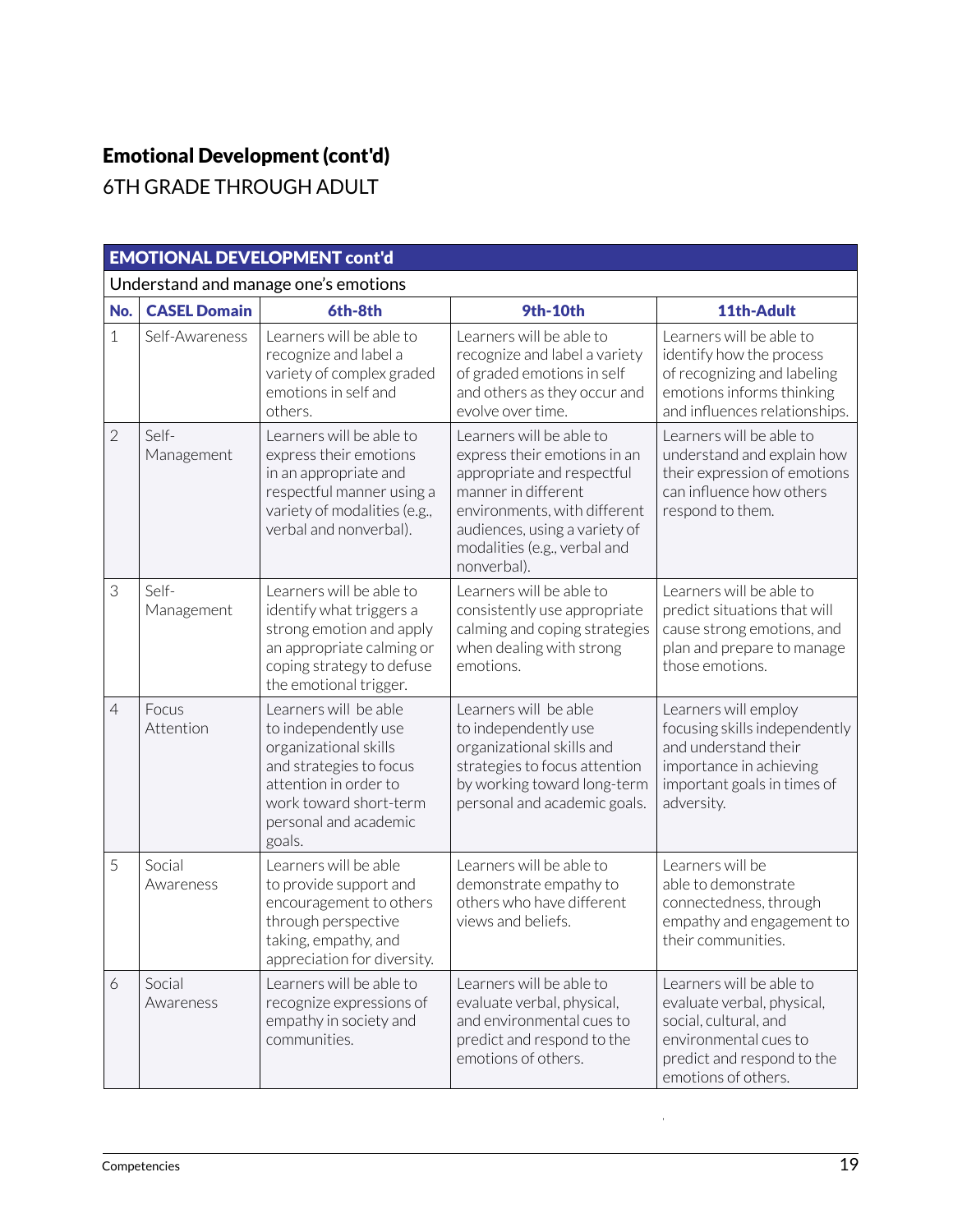## Emotional Development (cont'd)

6TH GRADE THROUGH ADULT

| EMOTIONAL DEVELOPMENT cont'd | | | | |
|---|---|---|---|---|
| Understand and manage one's emotions | | | | |
| **No.** | **CASEL Domain** | **6th-8th** | **9th-10th** | **11th-Adult** |
| 1 | Self-Awareness | Learners will be able to recognize and label a variety of complex graded emotions in self and others. | Learners will be able to recognize and label a variety of graded emotions in self and others as they occur and evolve over time. | Learners will be able to identify how the process of recognizing and labeling emotions informs thinking and influences relationships. |
| 2 | Self-Management | Learners will be able to express their emotions in an appropriate and respectful manner using a variety of modalities (e.g., verbal and nonverbal). | Learners will be able to express their emotions in an appropriate and respectful manner in different environments, with different audiences, using a variety of modalities (e.g., verbal and nonverbal). | Learners will be able to understand and explain how their expression of emotions can influence how others respond to them. |
| 3 | Self-Management | Learners will be able to identify what triggers a strong emotion and apply an appropriate calming or coping strategy to defuse the emotional trigger. | Learners will be able to consistently use appropriate calming and coping strategies when dealing with strong emotions. | Learners will be able to predict situations that will cause strong emotions, and plan and prepare to manage those emotions. |
| 4 | Focus Attention | Learners will be able to independently use organizational skills and strategies to focus attention in order to work toward short-term personal and academic goals. | Learners will be able to independently use organizational skills and strategies to focus attention by working toward long-term personal and academic goals. | Learners will employ focusing skills independently and understand their importance in achieving important goals in times of adversity. |
| 5 | Social Awareness | Learners will be able to provide support and encouragement to others through perspective taking, empathy, and appreciation for diversity. | Learners will be able to demonstrate empathy to others who have different views and beliefs. | Learners will be able to demonstrate connectedness, through empathy and engagement to their communities. |
| 6 | Social Awareness | Learners will be able to recognize expressions of empathy in society and communities. | Learners will be able to evaluate verbal, physical, and environmental cues to predict and respond to the emotions of others. | Learners will be able to evaluate verbal, physical, social, cultural, and environmental cues to predict and respond to the emotions of others. |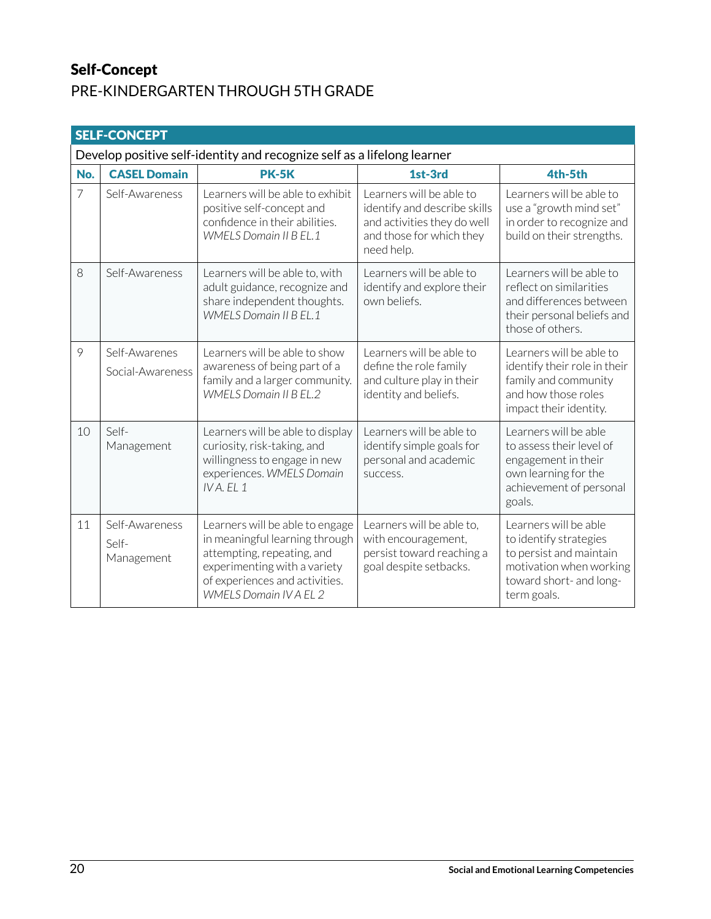## Self-Concept

PRE-KINDERGARTEN THROUGH 5TH GRADE

| SELF-CONCEPT | | | | |
|---|---|---|---|---|
| Develop positive self-identity and recognize self as a lifelong learner | | | | |
| **No.** | **CASEL Domain** | **PK-5K** | **1st-3rd** | **4th-5th** |
| 7 | Self-Awareness | Learners will be able to exhibit positive self-concept and confidence in their abilities. *WMELS Domain II B EL.1* | Learners will be able to identify and describe skills and activities they do well and those for which they need help. | Learners will be able to use a "growth mind set" in order to recognize and build on their strengths. |
| 8 | Self-Awareness | Learners will be able to, with adult guidance, recognize and share independent thoughts. *WMELS Domain II B EL.1* | Learners will be able to identify and explore their own beliefs. | Learners will be able to reflect on similarities and differences between their personal beliefs and those of others. |
| 9 | Self-Awarenes<br>Social-Awareness | Learners will be able to show awareness of being part of a family and a larger community. *WMELS Domain II B EL.2* | Learners will be able to define the role family and culture play in their identity and beliefs. | Learners will be able to identify their role in their family and community and how those roles impact their identity. |
| 10 | Self-Management | Learners will be able to display curiosity, risk-taking, and willingness to engage in new experiences. *WMELS Domain IV A. EL 1* | Learners will be able to identify simple goals for personal and academic success. | Learners will be able to assess their level of engagement in their own learning for the achievement of personal goals. |
| 11 | Self-Awareness<br>Self-Management | Learners will be able to engage in meaningful learning through attempting, repeating, and experimenting with a variety of experiences and activities. *WMELS Domain IV A EL 2* | Learners will be able to, with encouragement, persist toward reaching a goal despite setbacks. | Learners will be able to identify strategies to persist and maintain motivation when working toward short- and long-term goals. |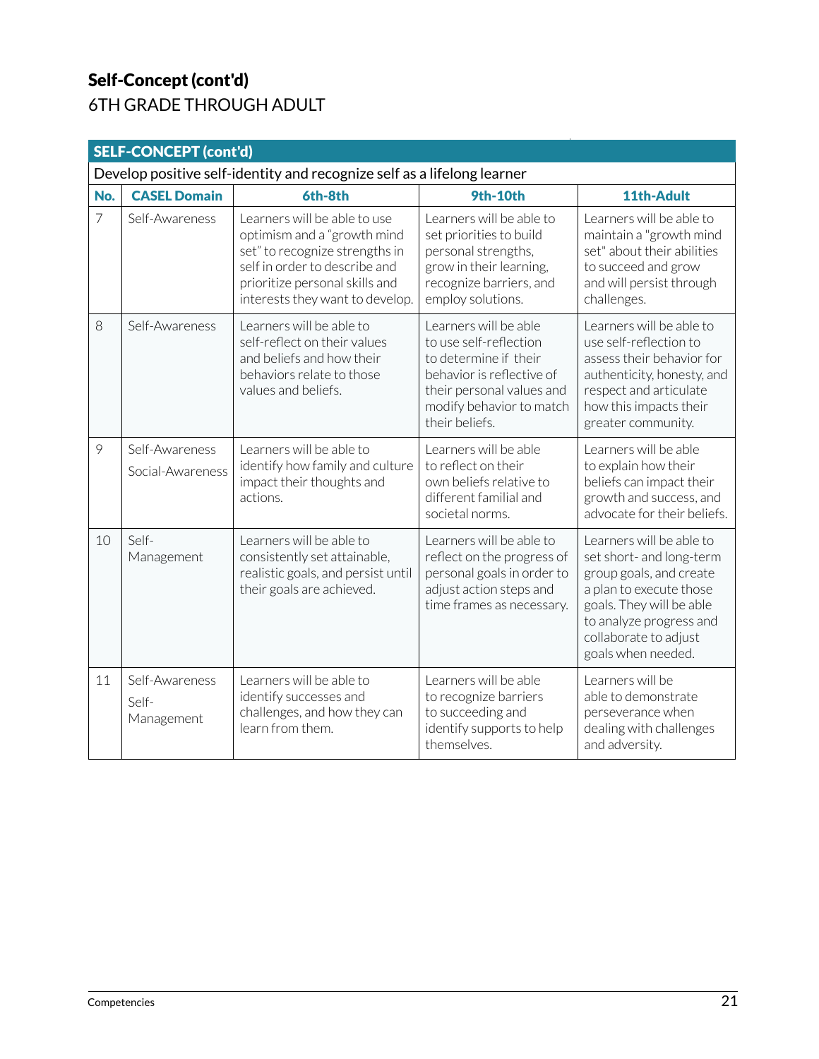## Self-Concept (cont'd)

6TH GRADE THROUGH ADULT

| SELF-CONCEPT (cont'd) | | | | |
|---|---|---|---|---|
| Develop positive self-identity and recognize self as a lifelong learner | | | | |
| **No.** | **CASEL Domain** | **6th-8th** | **9th-10th** | **11th-Adult** |
| 7 | Self-Awareness | Learners will be able to use optimism and a "growth mind set" to recognize strengths in self in order to describe and prioritize personal skills and interests they want to develop. | Learners will be able to set priorities to build personal strengths, grow in their learning, recognize barriers, and employ solutions. | Learners will be able to maintain a "growth mind set" about their abilities to succeed and grow and will persist through challenges. |
| 8 | Self-Awareness | Learners will be able to self-reflect on their values and beliefs and how their behaviors relate to those values and beliefs. | Learners will be able to use self-reflection to determine if their behavior is reflective of their personal values and modify behavior to match their beliefs. | Learners will be able to use self-reflection to assess their behavior for authenticity, honesty, and respect and articulate how this impacts their greater community. |
| 9 | Self-Awareness<br>Social-Awareness | Learners will be able to identify how family and culture impact their thoughts and actions. | Learners will be able to reflect on their own beliefs relative to different familial and societal norms. | Learners will be able to explain how their beliefs can impact their growth and success, and advocate for their beliefs. |
| 10 | Self-Management | Learners will be able to consistently set attainable, realistic goals, and persist until their goals are achieved. | Learners will be able to reflect on the progress of personal goals in order to adjust action steps and time frames as necessary. | Learners will be able to set short- and long-term group goals, and create a plan to execute those goals. They will be able to analyze progress and collaborate to adjust goals when needed. |
| 11 | Self-Awareness<br>Self-Management | Learners will be able to identify successes and challenges, and how they can learn from them. | Learners will be able to recognize barriers to succeeding and identify supports to help themselves. | Learners will be able to demonstrate perseverance when dealing with challenges and adversity. |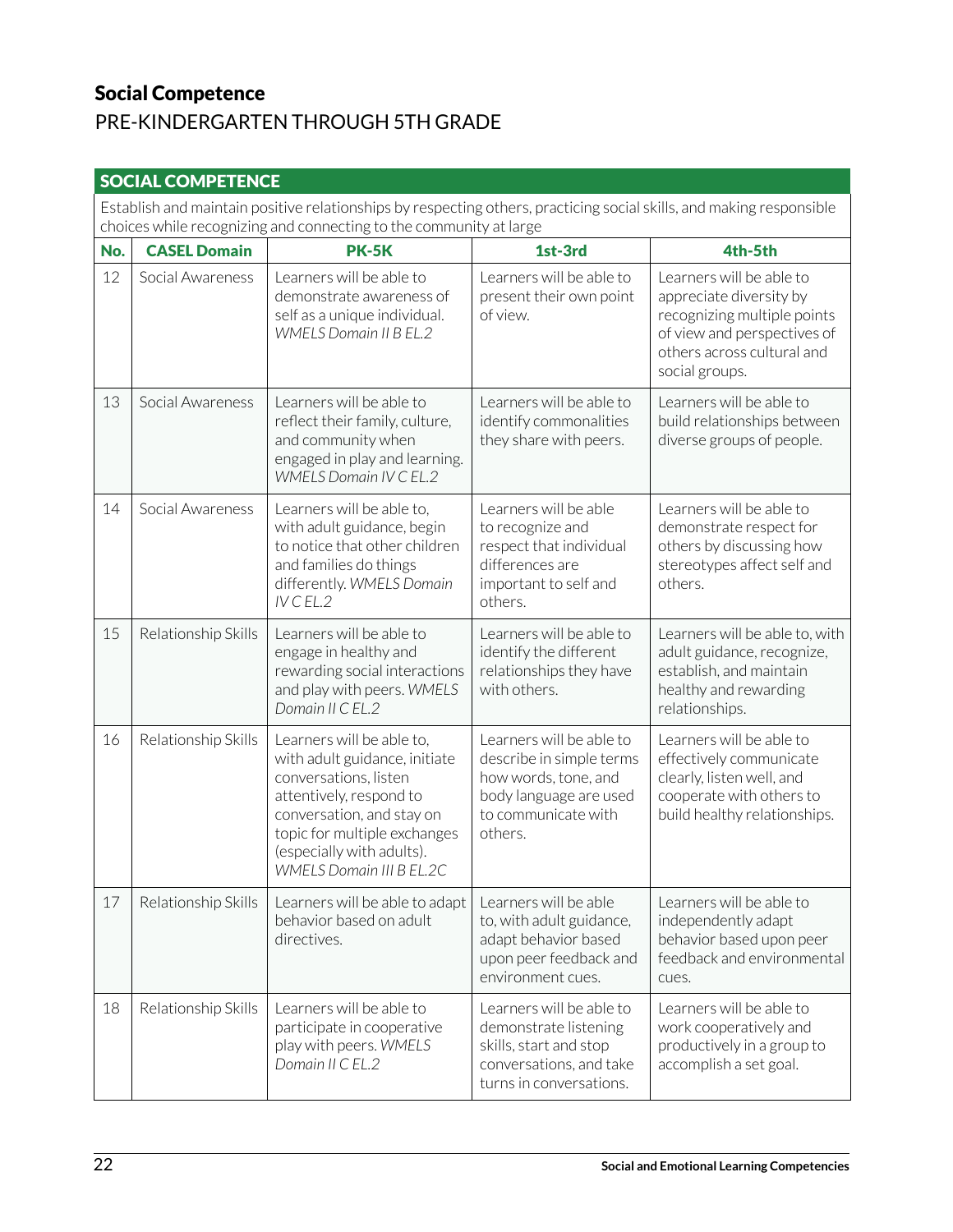## Social Competence

PRE-KINDERGARTEN THROUGH 5TH GRADE

| SOCIAL COMPETENCE | | | | |
|---|---|---|---|---|
| Establish and maintain positive relationships by respecting others, practicing social skills, and making responsible choices while recognizing and connecting to the community at large | | | | |
| **No.** | **CASEL Domain** | **PK-5K** | **1st-3rd** | **4th-5th** |
| 12 | Social Awareness | Learners will be able to demonstrate awareness of self as a unique individual. *WMELS Domain II B EL.2* | Learners will be able to present their own point of view. | Learners will be able to appreciate diversity by recognizing multiple points of view and perspectives of others across cultural and social groups. |
| 13 | Social Awareness | Learners will be able to reflect their family, culture, and community when engaged in play and learning. *WMELS Domain IV C EL.2* | Learners will be able to identify commonalities they share with peers. | Learners will be able to build relationships between diverse groups of people. |
| 14 | Social Awareness | Learners will be able to, with adult guidance, begin to notice that other children and families do things differently. *WMELS Domain IV C EL.2* | Learners will be able to recognize and respect that individual differences are important to self and others. | Learners will be able to demonstrate respect for others by discussing how stereotypes affect self and others. |
| 15 | Relationship Skills | Learners will be able to engage in healthy and rewarding social interactions and play with peers. *WMELS Domain II C EL.2* | Learners will be able to identify the different relationships they have with others. | Learners will be able to, with adult guidance, recognize, establish, and maintain healthy and rewarding relationships. |
| 16 | Relationship Skills | Learners will be able to, with adult guidance, initiate conversations, listen attentively, respond to conversation, and stay on topic for multiple exchanges (especially with adults). *WMELS Domain III B EL.2C* | Learners will be able to describe in simple terms how words, tone, and body language are used to communicate with others. | Learners will be able to effectively communicate clearly, listen well, and cooperate with others to build healthy relationships. |
| 17 | Relationship Skills | Learners will be able to adapt behavior based on adult directives. | Learners will be able to, with adult guidance, adapt behavior based upon peer feedback and environment cues. | Learners will be able to independently adapt behavior based upon peer feedback and environmental cues. |
| 18 | Relationship Skills | Learners will be able to participate in cooperative play with peers. *WMELS Domain II C EL.2* | Learners will be able to demonstrate listening skills, start and stop conversations, and take turns in conversations. | Learners will be able to work cooperatively and productively in a group to accomplish a set goal. |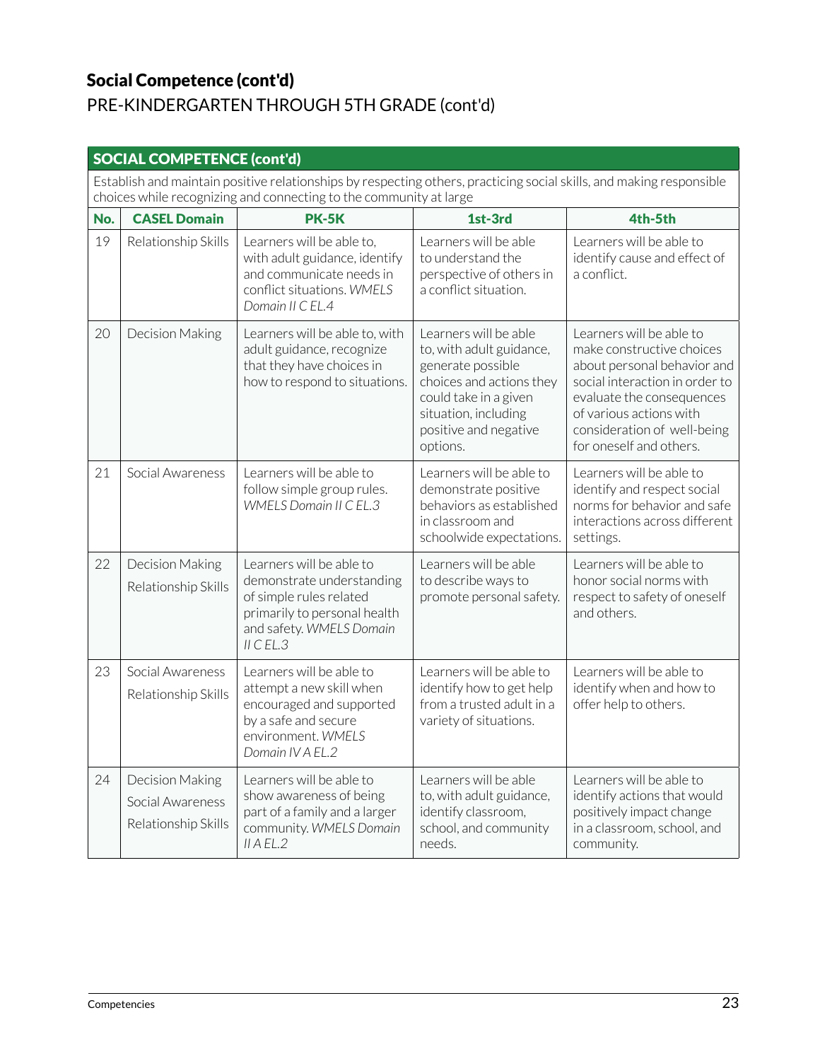## Social Competence (cont'd)

PRE-KINDERGARTEN THROUGH 5TH GRADE (cont'd)

| SOCIAL COMPETENCE (cont'd) | | | | |
|---|---|---|---|---|
| Establish and maintain positive relationships by respecting others, practicing social skills, and making responsible choices while recognizing and connecting to the community at large | | | | |
| **No.** | **CASEL Domain** | **PK-5K** | **1st-3rd** | **4th-5th** |
| 19 | Relationship Skills | Learners will be able to, with adult guidance, identify and communicate needs in conflict situations. *WMELS Domain II C EL.4* | Learners will be able to understand the perspective of others in a conflict situation. | Learners will be able to identify cause and effect of a conflict. |
| 20 | Decision Making | Learners will be able to, with adult guidance, recognize that they have choices in how to respond to situations. | Learners will be able to, with adult guidance, generate possible choices and actions they could take in a given situation, including positive and negative options. | Learners will be able to make constructive choices about personal behavior and social interaction in order to evaluate the consequences of various actions with consideration of well-being for oneself and others. |
| 21 | Social Awareness | Learners will be able to follow simple group rules. *WMELS Domain II C EL.3* | Learners will be able to demonstrate positive behaviors as established in classroom and schoolwide expectations. | Learners will be able to identify and respect social norms for behavior and safe interactions across different settings. |
| 22 | Decision Making<br>Relationship Skills | Learners will be able to demonstrate understanding of simple rules related primarily to personal health and safety. *WMELS Domain II C EL.3* | Learners will be able to describe ways to promote personal safety. | Learners will be able to honor social norms with respect to safety of oneself and others. |
| 23 | Social Awareness<br>Relationship Skills | Learners will be able to attempt a new skill when encouraged and supported by a safe and secure environment. *WMELS Domain IV A EL.2* | Learners will be able to identify how to get help from a trusted adult in a variety of situations. | Learners will be able to identify when and how to offer help to others. |
| 24 | Decision Making<br>Social Awareness<br>Relationship Skills | Learners will be able to show awareness of being part of a family and a larger community. *WMELS Domain II A EL.2* | Learners will be able to, with adult guidance, identify classroom, school, and community needs. | Learners will be able to identify actions that would positively impact change in a classroom, school, and community. |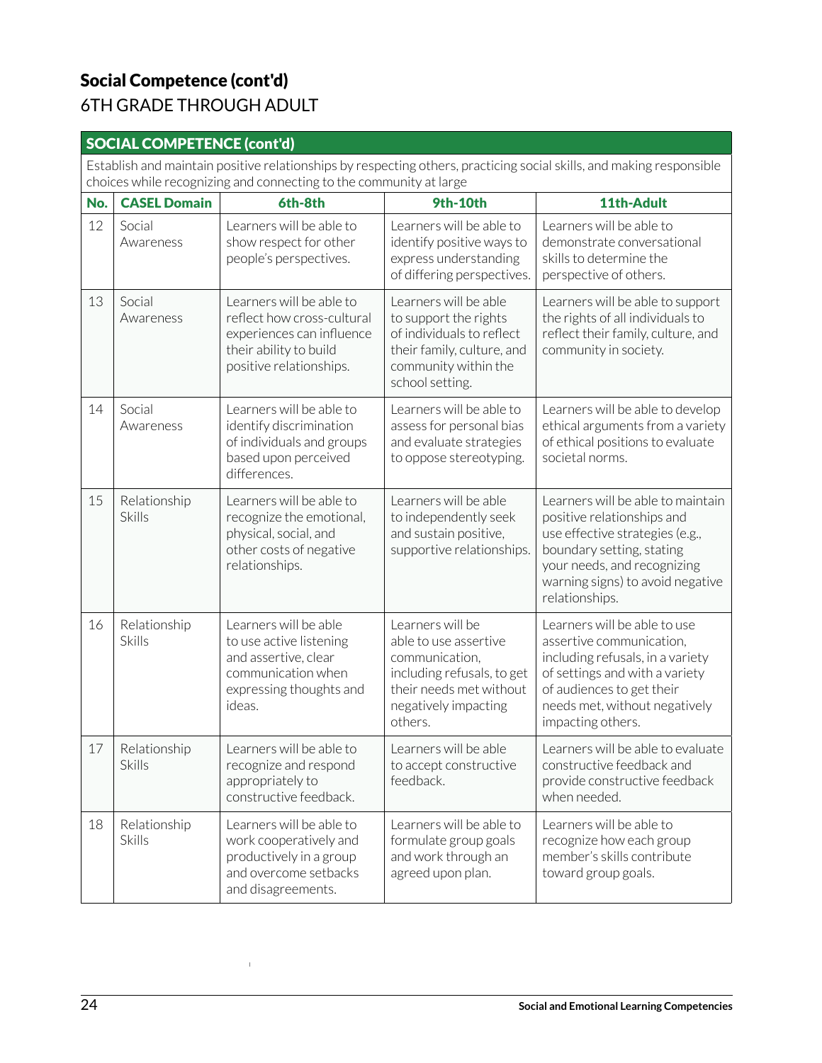## Social Competence (cont'd)

6TH GRADE THROUGH ADULT

| SOCIAL COMPETENCE (cont'd) | | | | |
|---|---|---|---|---|
| Establish and maintain positive relationships by respecting others, practicing social skills, and making responsible choices while recognizing and connecting to the community at large | | | | |
| **No.** | **CASEL Domain** | **6th-8th** | **9th-10th** | **11th-Adult** |
| 12 | Social Awareness | Learners will be able to show respect for other people's perspectives. | Learners will be able to identify positive ways to express understanding of differing perspectives. | Learners will be able to demonstrate conversational skills to determine the perspective of others. |
| 13 | Social Awareness | Learners will be able to reflect how cross-cultural experiences can influence their ability to build positive relationships. | Learners will be able to support the rights of individuals to reflect their family, culture, and community within the school setting. | Learners will be able to support the rights of all individuals to reflect their family, culture, and community in society. |
| 14 | Social Awareness | Learners will be able to identify discrimination of individuals and groups based upon perceived differences. | Learners will be able to assess for personal bias and evaluate strategies to oppose stereotyping. | Learners will be able to develop ethical arguments from a variety of ethical positions to evaluate societal norms. |
| 15 | Relationship Skills | Learners will be able to recognize the emotional, physical, social, and other costs of negative relationships. | Learners will be able to independently seek and sustain positive, supportive relationships. | Learners will be able to maintain positive relationships and use effective strategies (e.g., boundary setting, stating your needs, and recognizing warning signs) to avoid negative relationships. |
| 16 | Relationship Skills | Learners will be able to use active listening and assertive, clear communication when expressing thoughts and ideas. | Learners will be able to use assertive communication, including refusals, to get their needs met without negatively impacting others. | Learners will be able to use assertive communication, including refusals, in a variety of settings and with a variety of audiences to get their needs met, without negatively impacting others. |
| 17 | Relationship Skills | Learners will be able to recognize and respond appropriately to constructive feedback. | Learners will be able to accept constructive feedback. | Learners will be able to evaluate constructive feedback and provide constructive feedback when needed. |
| 18 | Relationship Skills | Learners will be able to work cooperatively and productively in a group and overcome setbacks and disagreements. | Learners will be able to formulate group goals and work through an agreed upon plan. | Learners will be able to recognize how each group member's skills contribute toward group goals. |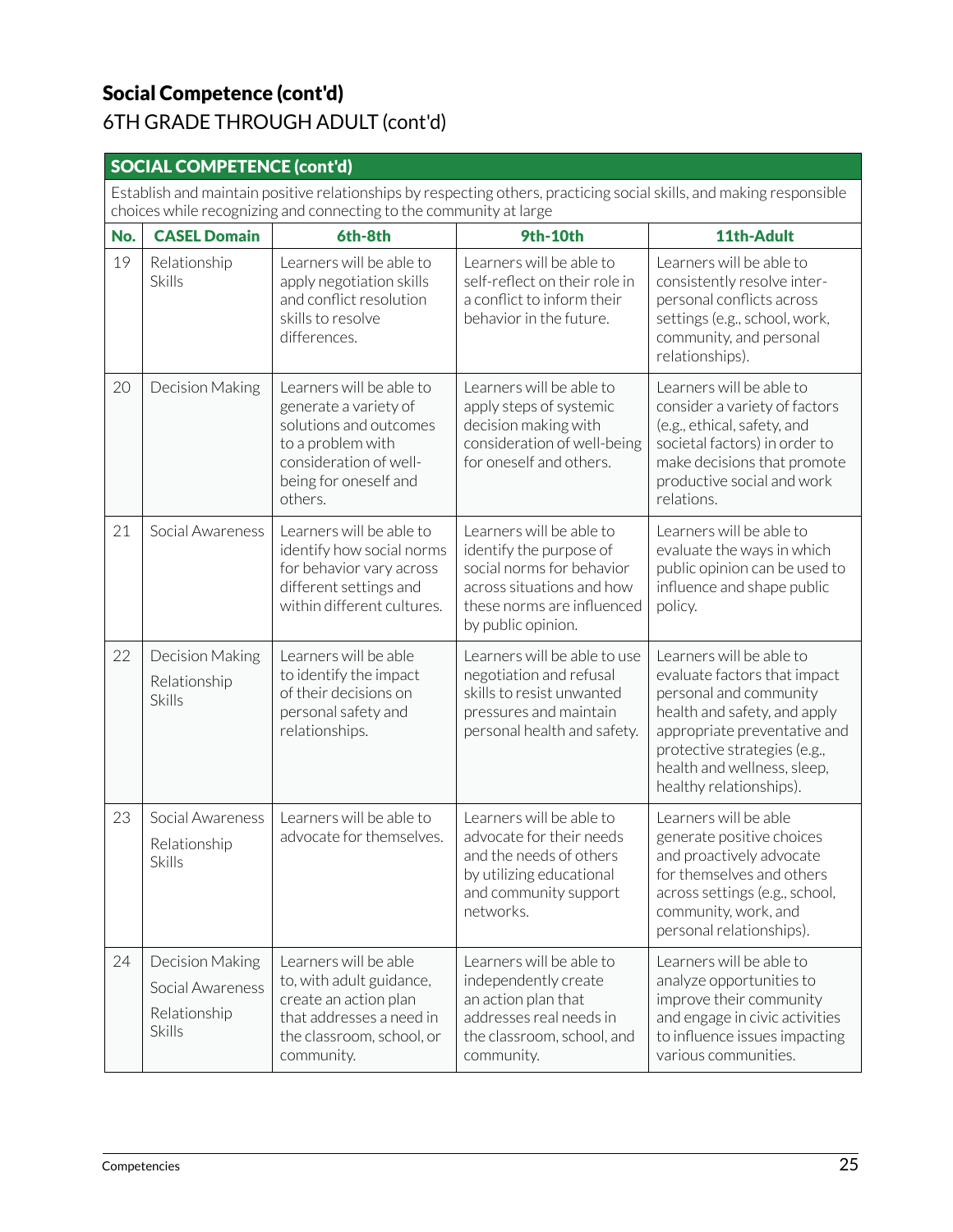## Social Competence (cont'd)

### 6TH GRADE THROUGH ADULT (cont'd)

**SOCIAL COMPETENCE (cont'd)**

Establish and maintain positive relationships by respecting others, practicing social skills, and making responsible choices while recognizing and connecting to the community at large

| No. | CASEL Domain | 6th-8th | 9th-10th | 11th-Adult |
|---|---|---|---|---|
| 19 | Relationship Skills | Learners will be able to apply negotiation skills and conflict resolution skills to resolve differences. | Learners will be able to self-reflect on their role in a conflict to inform their behavior in the future. | Learners will be able to consistently resolve inter-personal conflicts across settings (e.g., school, work, community, and personal relationships). |
| 20 | Decision Making | Learners will be able to generate a variety of solutions and outcomes to a problem with consideration of well-being for oneself and others. | Learners will be able to apply steps of systemic decision making with consideration of well-being for oneself and others. | Learners will be able to consider a variety of factors (e.g., ethical, safety, and societal factors) in order to make decisions that promote productive social and work relations. |
| 21 | Social Awareness | Learners will be able to identify how social norms for behavior vary across different settings and within different cultures. | Learners will be able to identify the purpose of social norms for behavior across situations and how these norms are influenced by public opinion. | Learners will be able to evaluate the ways in which public opinion can be used to influence and shape public policy. |
| 22 | Decision Making<br>Relationship Skills | Learners will be able to identify the impact of their decisions on personal safety and relationships. | Learners will be able to use negotiation and refusal skills to resist unwanted pressures and maintain personal health and safety. | Learners will be able to evaluate factors that impact personal and community health and safety, and apply appropriate preventative and protective strategies (e.g., health and wellness, sleep, healthy relationships). |
| 23 | Social Awareness<br>Relationship Skills | Learners will be able to advocate for themselves. | Learners will be able to advocate for their needs and the needs of others by utilizing educational and community support networks. | Learners will be able generate positive choices and proactively advocate for themselves and others across settings (e.g., school, community, work, and personal relationships). |
| 24 | Decision Making<br>Social Awareness<br>Relationship Skills | Learners will be able to, with adult guidance, create an action plan that addresses a need in the classroom, school, or community. | Learners will be able to independently create an action plan that addresses real needs in the classroom, school, and community. | Learners will be able to analyze opportunities to improve their community and engage in civic activities to influence issues impacting various communities. |